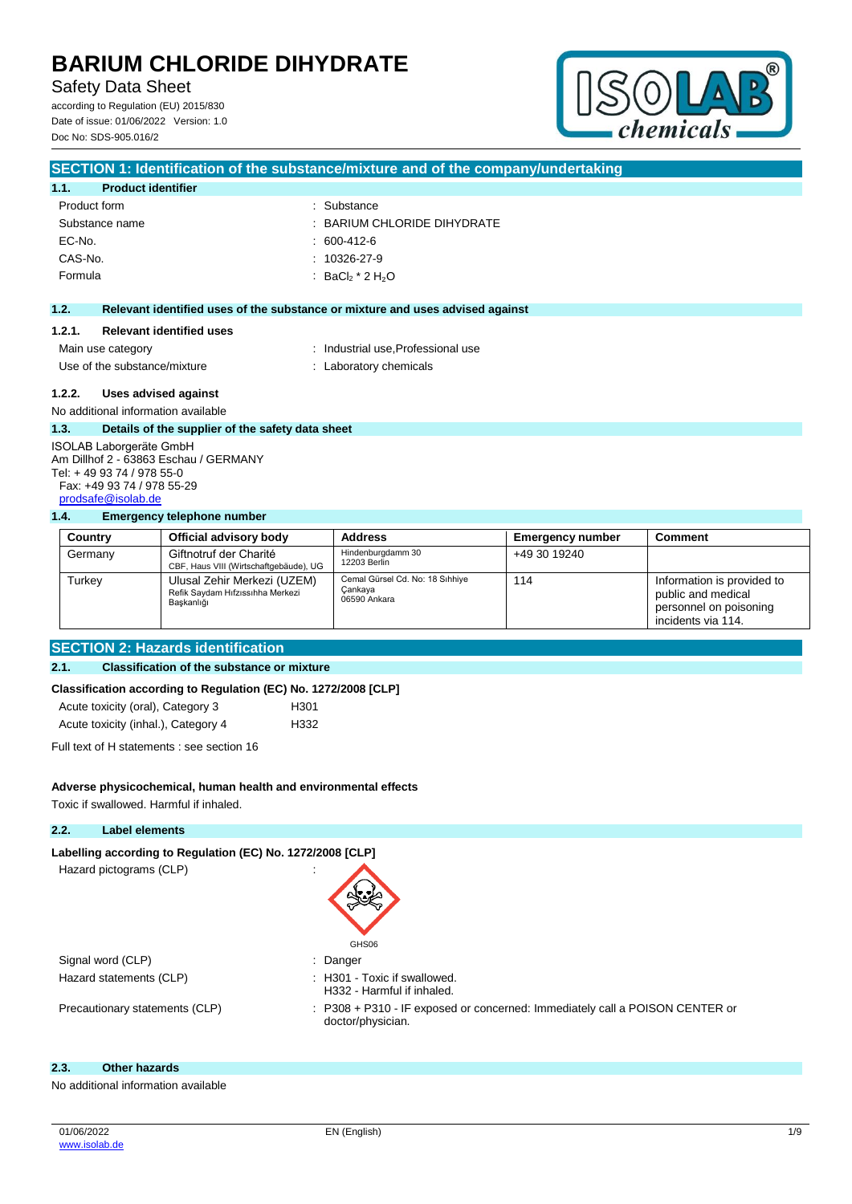# BARIUM CHLORIDE DIHYDRATE

Safety Data Sheet

according to Regulation (EU) 2015/830

Date of issue: 01/06/2022 Version: 1.0

Doc No: SDS-905.016/2

## SECTION 1: Identification of the substance/mixture and of the company/undertaking

### 1.1. Product identifier

| | |
|---|---|
| Product form | : Substance |
| Substance name | : BARIUM CHLORIDE DIHYDRATE |
| EC-No. | : 600-412-6 |
| CAS-No. | : 10326-27-9 |
| Formula | : $BaCl_2 * 2 H_2O$ |

### 1.2. Relevant identified uses of the substance or mixture and uses advised against

#### 1.2.1. Relevant identified uses

| | |
|---|---|
| Main use category | : Industrial use,Professional use |
| Use of the substance/mixture | : Laboratory chemicals |

#### 1.2.2. Uses advised against

No additional information available

### 1.3. Details of the supplier of the safety data sheet

ISOLAB Laborgeräte GmbH
Am Dillhof 2 - 63863 Eschau / GERMANY
Tel: + 49 93 74 / 978 55-0
Fax: +49 93 74 / 978 55-29
prodsafe@isolab.de

### 1.4. Emergency telephone number

| Country | Official advisory body | Address | Emergency number | Comment |
|---|---|---|---|---|
| Germany | Giftnotruf der Charité<br>CBF, Haus VIII (Wirtschaftgebäude), UG | Hindenburgdamm 30<br>12203 Berlin | +49 30 19240 | |
| Turkey | Ulusal Zehir Merkezi (UZEM)<br>Refik Saydam Hıfzıssıhha Merkezi Başkanlığı | Cemal Gürsel Cd. No: 18 Sıhhiye<br>Çankaya<br>06590 Ankara | 114 | Information is provided to public and medical personnel on poisoning incidents via 114. |

## SECTION 2: Hazards identification

### 2.1. Classification of the substance or mixture

**Classification according to Regulation (EC) No. 1272/2008 [CLP]**

| | |
|---|---|
| Acute toxicity (oral), Category 3 | H301 |
| Acute toxicity (inhal.), Category 4 | H332 |

Full text of H statements : see section 16

**Adverse physicochemical, human health and environmental effects**

Toxic if swallowed. Harmful if inhaled.

### 2.2. Label elements

**Labelling according to Regulation (EC) No. 1272/2008 [CLP]**

Hazard pictograms (CLP) :

GHS06

| | |
|---|---|
| Signal word (CLP) | : Danger |
| Hazard statements (CLP) | : H301 - Toxic if swallowed.<br>H332 - Harmful if inhaled. |
| Precautionary statements (CLP) | : P308 + P310 - IF exposed or concerned: Immediately call a POISON CENTER or doctor/physician. |

### 2.3. Other hazards

No additional information available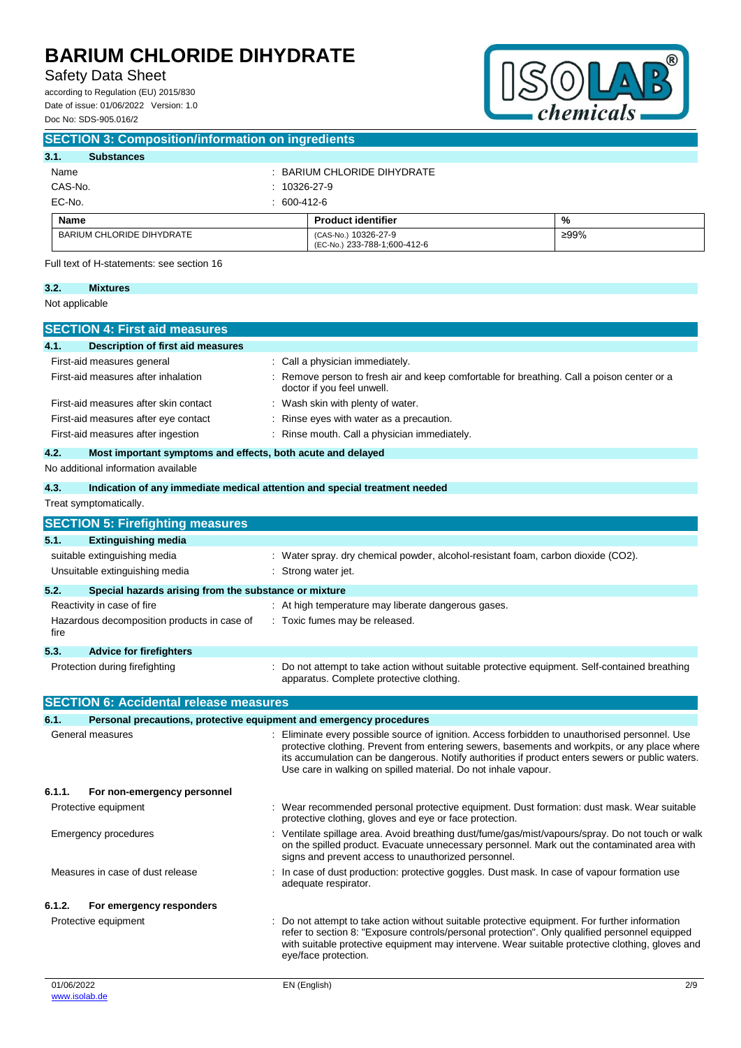## SECTION 3: Composition/information on ingredients

### 3.1. Substances

Name : BARIUM CHLORIDE DIHYDRATE

CAS-No. : 10326-27-9

EC-No. : 600-412-6

| Name | Product identifier | % |
|---|---|---|
| BARIUM CHLORIDE DIHYDRATE | (CAS-No.) 10326-27-9<br>(EC-No.) 233-788-1;600-412-6 | ≥99% |

Full text of H-statements: see section 16

### 3.2. Mixtures

Not applicable

## SECTION 4: First aid measures

### 4.1. Description of first aid measures

First-aid measures general : Call a physician immediately.

First-aid measures after inhalation : Remove person to fresh air and keep comfortable for breathing. Call a poison center or a doctor if you feel unwell.

First-aid measures after skin contact : Wash skin with plenty of water.

First-aid measures after eye contact : Rinse eyes with water as a precaution.

First-aid measures after ingestion : Rinse mouth. Call a physician immediately.

### 4.2. Most important symptoms and effects, both acute and delayed

No additional information available

### 4.3. Indication of any immediate medical attention and special treatment needed

Treat symptomatically.

## SECTION 5: Firefighting measures

### 5.1. Extinguishing media

suitable extinguishing media : Water spray. dry chemical powder, alcohol-resistant foam, carbon dioxide ($CO_2$).

Unsuitable extinguishing media : Strong water jet.

### 5.2. Special hazards arising from the substance or mixture

Reactivity in case of fire : At high temperature may liberate dangerous gases.

Hazardous decomposition products in case of fire : Toxic fumes may be released.

### 5.3. Advice for firefighters

Protection during firefighting : Do not attempt to take action without suitable protective equipment. Self-contained breathing apparatus. Complete protective clothing.

## SECTION 6: Accidental release measures

### 6.1. Personal precautions, protective equipment and emergency procedures

General measures : Eliminate every possible source of ignition. Access forbidden to unauthorised personnel. Use protective clothing. Prevent from entering sewers, basements and workpits, or any place where its accumulation can be dangerous. Notify authorities if product enters sewers or public waters. Use care in walking on spilled material. Do not inhale vapour.

#### 6.1.1. For non-emergency personnel

Protective equipment : Wear recommended personal protective equipment. Dust formation: dust mask. Wear suitable protective clothing, gloves and eye or face protection.

Emergency procedures : Ventilate spillage area. Avoid breathing dust/fume/gas/mist/vapours/spray. Do not touch or walk on the spilled product. Evacuate unnecessary personnel. Mark out the contaminated area with signs and prevent access to unauthorized personnel.

Measures in case of dust release : In case of dust production: protective goggles. Dust mask. In case of vapour formation use adequate respirator.

#### 6.1.2. For emergency responders

Protective equipment : Do not attempt to take action without suitable protective equipment. For further information refer to section 8: "Exposure controls/personal protection". Only qualified personnel equipped with suitable protective equipment may intervene. Wear suitable protective clothing, gloves and eye/face protection.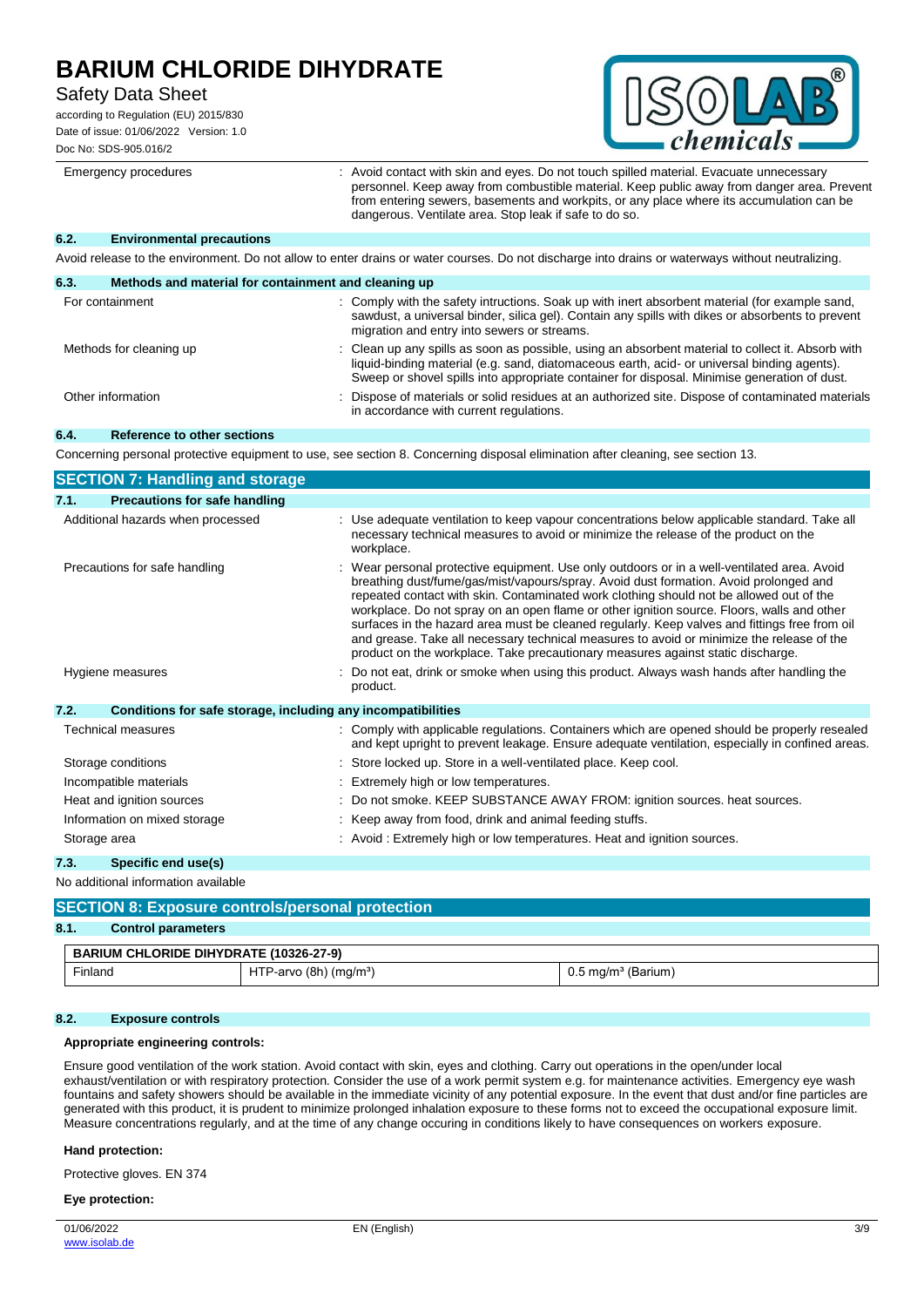| | |
|---|---|
| Emergency procedures | : Avoid contact with skin and eyes. Do not touch spilled material. Evacuate unnecessary personnel. Keep away from combustible material. Keep public away from danger area. Prevent from entering sewers, basements and workpits, or any place where its accumulation can be dangerous. Ventilate area. Stop leak if safe to do so. |

### 6.2. Environmental precautions

Avoid release to the environment. Do not allow to enter drains or water courses. Do not discharge into drains or waterways without neutralizing.

### 6.3. Methods and material for containment and cleaning up

| | |
|---|---|
| For containment | : Comply with the safety intructions. Soak up with inert absorbent material (for example sand, sawdust, a universal binder, silica gel). Contain any spills with dikes or absorbents to prevent migration and entry into sewers or streams. |
| Methods for cleaning up | : Clean up any spills as soon as possible, using an absorbent material to collect it. Absorb with liquid-binding material (e.g. sand, diatomaceous earth, acid- or universal binding agents). Sweep or shovel spills into appropriate container for disposal. Minimise generation of dust. |
| Other information | : Dispose of materials or solid residues at an authorized site. Dispose of contaminated materials in accordance with current regulations. |

### 6.4. Reference to other sections

Concerning personal protective equipment to use, see section 8. Concerning disposal elimination after cleaning, see section 13.

## SECTION 7: Handling and storage

### 7.1. Precautions for safe handling

| | |
|---|---|
| Additional hazards when processed | : Use adequate ventilation to keep vapour concentrations below applicable standard. Take all necessary technical measures to avoid or minimize the release of the product on the workplace. |
| Precautions for safe handling | : Wear personal protective equipment. Use only outdoors or in a well-ventilated area. Avoid breathing dust/fume/gas/mist/vapours/spray. Avoid dust formation. Avoid prolonged and repeated contact with skin. Contaminated work clothing should not be allowed out of the workplace. Do not spray on an open flame or other ignition source. Floors, walls and other surfaces in the hazard area must be cleaned regularly. Keep valves and fittings free from oil and grease. Take all necessary technical measures to avoid or minimize the release of the product on the workplace. Take precautionary measures against static discharge. |
| Hygiene measures | : Do not eat, drink or smoke when using this product. Always wash hands after handling the product. |

### 7.2. Conditions for safe storage, including any incompatibilities

| | |
|---|---|
| Technical measures | : Comply with applicable regulations. Containers which are opened should be properly resealed and kept upright to prevent leakage. Ensure adequate ventilation, especially in confined areas. |
| Storage conditions | : Store locked up. Store in a well-ventilated place. Keep cool. |
| Incompatible materials | : Extremely high or low temperatures. |
| Heat and ignition sources | : Do not smoke. KEEP SUBSTANCE AWAY FROM: ignition sources. heat sources. |
| Information on mixed storage | : Keep away from food, drink and animal feeding stuffs. |
| Storage area | : Avoid : Extremely high or low temperatures. Heat and ignition sources. |

### 7.3. Specific end use(s)

No additional information available

## SECTION 8: Exposure controls/personal protection

### 8.1. Control parameters

| BARIUM CHLORIDE DIHYDRATE (10326-27-9) | | |
|---|---|---|
| Finland | HTP-arvo (8h) (mg/m³) | 0.5 mg/m³ (Barium) |

### 8.2. Exposure controls

**Appropriate engineering controls:**

Ensure good ventilation of the work station. Avoid contact with skin, eyes and clothing. Carry out operations in the open/under local exhaust/ventilation or with respiratory protection. Consider the use of a work permit system e.g. for maintenance activities. Emergency eye wash fountains and safety showers should be available in the immediate vicinity of any potential exposure. In the event that dust and/or fine particles are generated with this product, it is prudent to minimize prolonged inhalation exposure to these forms not to exceed the occupational exposure limit. Measure concentrations regularly, and at the time of any change occuring in conditions likely to have consequences on workers exposure.

**Hand protection:**

Protective gloves. EN 374

**Eye protection:**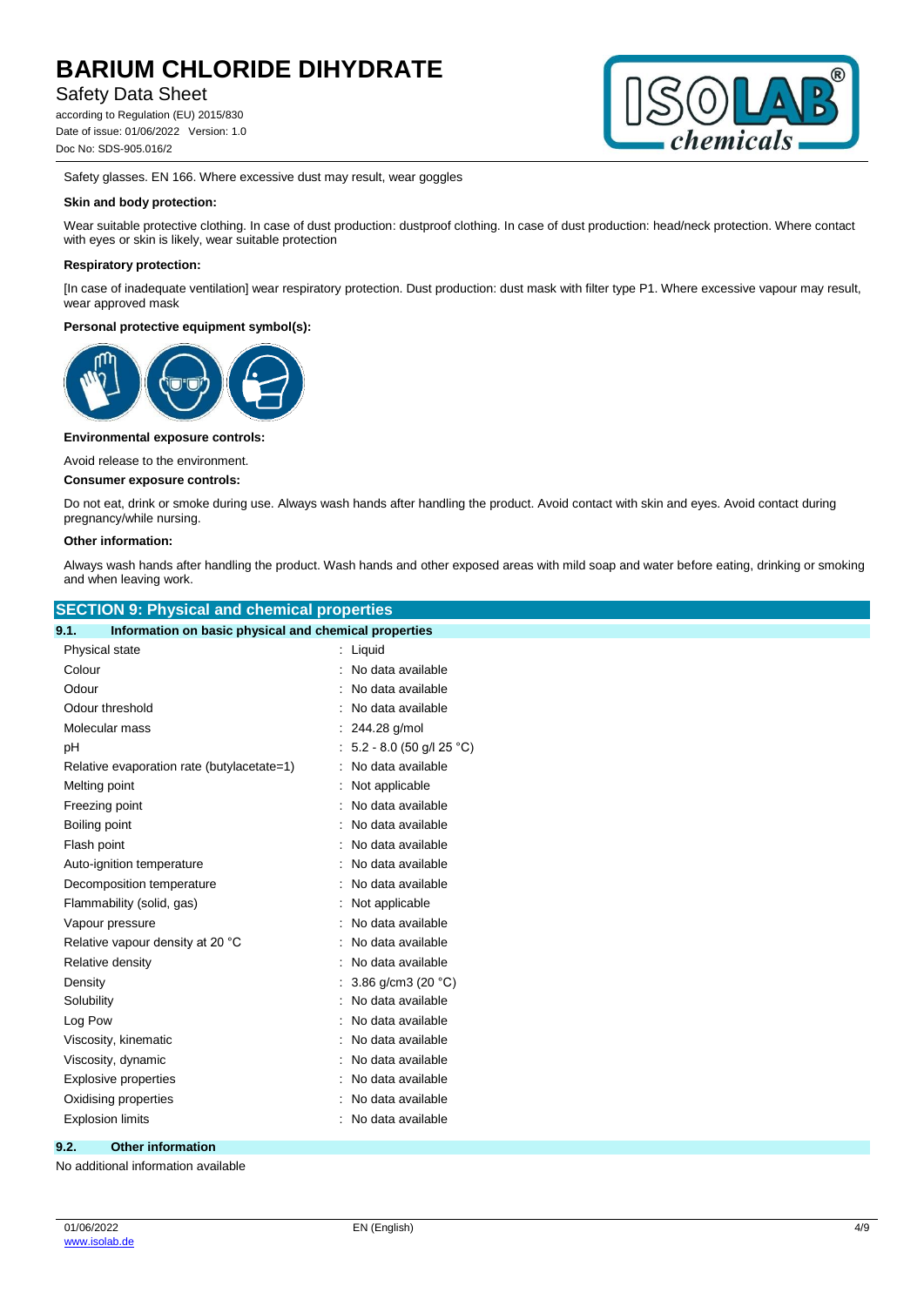Safety glasses. EN 166. Where excessive dust may result, wear goggles

**Skin and body protection:**

Wear suitable protective clothing. In case of dust production: dustproof clothing. In case of dust production: head/neck protection. Where contact with eyes or skin is likely, wear suitable protection

**Respiratory protection:**

[In case of inadequate ventilation] wear respiratory protection. Dust production: dust mask with filter type P1. Where excessive vapour may result, wear approved mask

**Personal protective equipment symbol(s):**

**Environmental exposure controls:**

Avoid release to the environment.

**Consumer exposure controls:**

Do not eat, drink or smoke during use. Always wash hands after handling the product. Avoid contact with skin and eyes. Avoid contact during pregnancy/while nursing.

**Other information:**

Always wash hands after handling the product. Wash hands and other exposed areas with mild soap and water before eating, drinking or smoking and when leaving work.

## SECTION 9: Physical and chemical properties

### 9.1. Information on basic physical and chemical properties

| Property | Value |
|---|---|
| Physical state | Liquid |
| Colour | No data available |
| Odour | No data available |
| Odour threshold | No data available |
| Molecular mass | 244.28 g/mol |
| pH | 5.2 - 8.0 (50 g/l 25 °C) |
| Relative evaporation rate (butylacetate=1) | No data available |
| Melting point | Not applicable |
| Freezing point | No data available |
| Boiling point | No data available |
| Flash point | No data available |
| Auto-ignition temperature | No data available |
| Decomposition temperature | No data available |
| Flammability (solid, gas) | Not applicable |
| Vapour pressure | No data available |
| Relative vapour density at 20 °C | No data available |
| Relative density | No data available |
| Density | 3.86 g/cm3 (20 °C) |
| Solubility | No data available |
| Log Pow | No data available |
| Viscosity, kinematic | No data available |
| Viscosity, dynamic | No data available |
| Explosive properties | No data available |
| Oxidising properties | No data available |
| Explosion limits | No data available |

### 9.2. Other information

No additional information available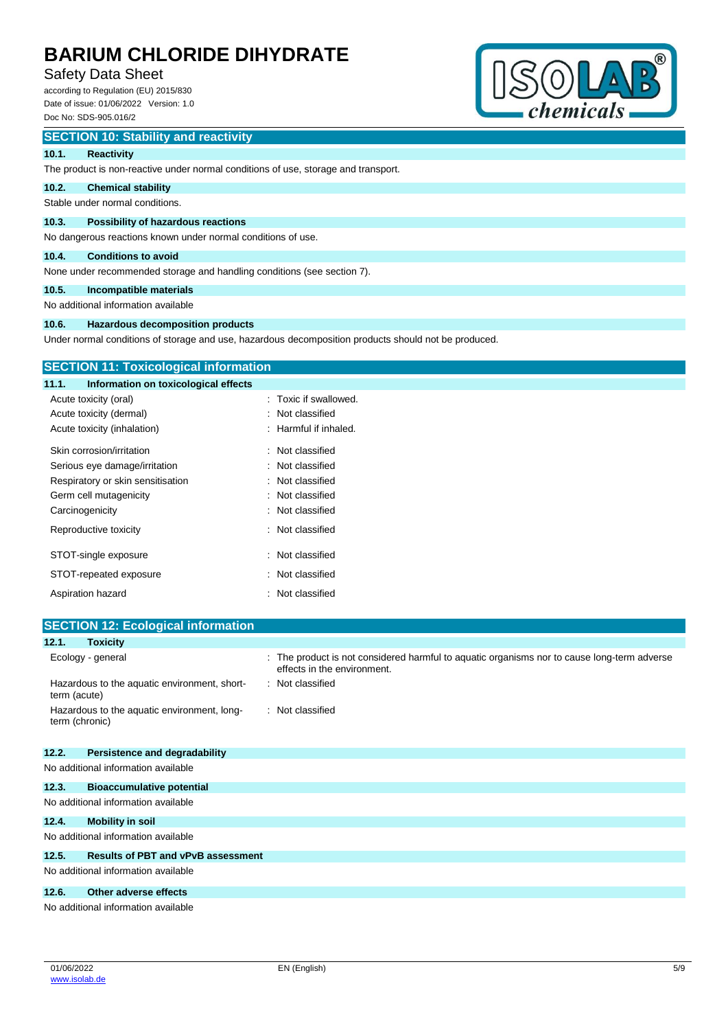## SECTION 10: Stability and reactivity

### 10.1. Reactivity

The product is non-reactive under normal conditions of use, storage and transport.

### 10.2. Chemical stability

Stable under normal conditions.

### 10.3. Possibility of hazardous reactions

No dangerous reactions known under normal conditions of use.

### 10.4. Conditions to avoid

None under recommended storage and handling conditions (see section 7).

### 10.5. Incompatible materials

No additional information available

### 10.6. Hazardous decomposition products

Under normal conditions of storage and use, hazardous decomposition products should not be produced.

## SECTION 11: Toxicological information

### 11.1. Information on toxicological effects

| | |
|---|---|
| Acute toxicity (oral) | : Toxic if swallowed. |
| Acute toxicity (dermal) | : Not classified |
| Acute toxicity (inhalation) | : Harmful if inhaled. |
| Skin corrosion/irritation | : Not classified |
| Serious eye damage/irritation | : Not classified |
| Respiratory or skin sensitisation | : Not classified |
| Germ cell mutagenicity | : Not classified |
| Carcinogenicity | : Not classified |
| Reproductive toxicity | : Not classified |
| STOT-single exposure | : Not classified |
| STOT-repeated exposure | : Not classified |
| Aspiration hazard | : Not classified |

## SECTION 12: Ecological information

### 12.1. Toxicity

| | |
|---|---|
| Ecology - general | : The product is not considered harmful to aquatic organisms nor to cause long-term adverse effects in the environment. |
| Hazardous to the aquatic environment, short-term (acute) | : Not classified |
| Hazardous to the aquatic environment, long-term (chronic) | : Not classified |

### 12.2. Persistence and degradability

No additional information available

### 12.3. Bioaccumulative potential

No additional information available

### 12.4. Mobility in soil

No additional information available

### 12.5. Results of PBT and vPvB assessment

No additional information available

### 12.6. Other adverse effects

No additional information available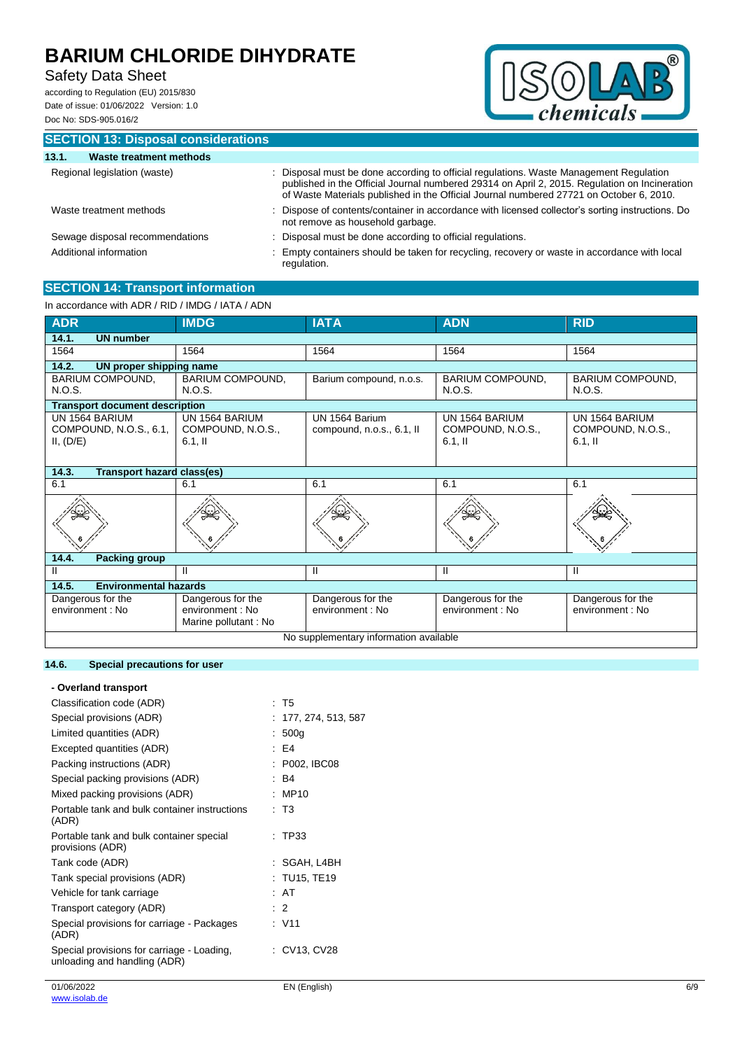## SECTION 13: Disposal considerations

### 13.1. Waste treatment methods

Regional legislation (waste) : Disposal must be done according to official regulations. Waste Management Regulation published in the Official Journal numbered 29314 on April 2, 2015. Regulation on Incineration of Waste Materials published in the Official Journal numbered 27721 on October 6, 2010.

Waste treatment methods : Dispose of contents/container in accordance with licensed collector's sorting instructions. Do not remove as household garbage.

Sewage disposal recommendations : Disposal must be done according to official regulations.

Additional information : Empty containers should be taken for recycling, recovery or waste in accordance with local regulation.

## SECTION 14: Transport information

In accordance with ADR / RID / IMDG / IATA / ADN

| ADR | IMDG | IATA | ADN | RID |
|---|---|---|---|---|
| **14.1. UN number** | | | | |
| 1564 | 1564 | 1564 | 1564 | 1564 |
| **14.2. UN proper shipping name** | | | | |
| BARIUM COMPOUND, N.O.S. | BARIUM COMPOUND, N.O.S. | Barium compound, n.o.s. | BARIUM COMPOUND, N.O.S. | BARIUM COMPOUND, N.O.S. |
| **Transport document description** | | | | |
| UN 1564 BARIUM COMPOUND, N.O.S., 6.1, II, (D/E) | UN 1564 BARIUM COMPOUND, N.O.S., 6.1, II | UN 1564 Barium compound, n.o.s., 6.1, II | UN 1564 BARIUM COMPOUND, N.O.S., 6.1, II | UN 1564 BARIUM COMPOUND, N.O.S., 6.1, II |
| **14.3. Transport hazard class(es)** | | | | |
| 6.1 | 6.1 | 6.1 | 6.1 | 6.1 |
| **14.4. Packing group** | | | | |
| II | II | II | II | II |
| **14.5. Environmental hazards** | | | | |
| Dangerous for the environment : No | Dangerous for the environment : No<br>Marine pollutant : No | Dangerous for the environment : No | Dangerous for the environment : No | Dangerous for the environment : No |
| No supplementary information available | | | | |

### 14.6. Special precautions for user

**- Overland transport**

Classification code (ADR) : T5

Special provisions (ADR) : 177, 274, 513, 587

Limited quantities (ADR) : 500g

Excepted quantities (ADR) : E4

Packing instructions (ADR) : P002, IBC08

Special packing provisions (ADR) : B4

Mixed packing provisions (ADR) : MP10

Portable tank and bulk container instructions (ADR) : T3

Portable tank and bulk container special provisions (ADR) : TP33

Tank code (ADR) : SGAH, L4BH

Tank special provisions (ADR) : TU15, TE19

Vehicle for tank carriage : AT

Transport category (ADR) : 2

Special provisions for carriage - Packages (ADR) : V11

Special provisions for carriage - Loading, unloading and handling (ADR) : CV13, CV28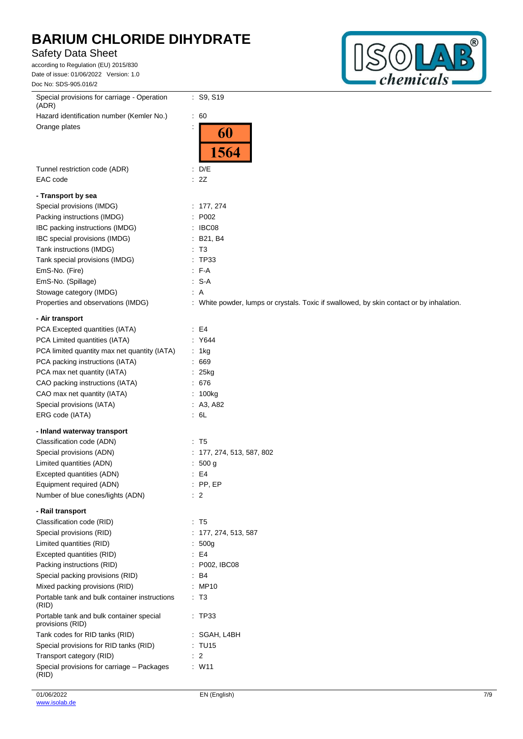| | |
|---|---|
| Special provisions for carriage - Operation (ADR) | : S9, S19 |
| Hazard identification number (Kemler No.) | : 60 |
| Orange plates | : 60 / 1564 |
| Tunnel restriction code (ADR) | : D/E |
| EAC code | : 2Z |

**- Transport by sea**

| | |
|---|---|
| Special provisions (IMDG) | : 177, 274 |
| Packing instructions (IMDG) | : P002 |
| IBC packing instructions (IMDG) | : IBC08 |
| IBC special provisions (IMDG) | : B21, B4 |
| Tank instructions (IMDG) | : T3 |
| Tank special provisions (IMDG) | : TP33 |
| EmS-No. (Fire) | : F-A |
| EmS-No. (Spillage) | : S-A |
| Stowage category (IMDG) | : A |
| Properties and observations (IMDG) | : White powder, lumps or crystals. Toxic if swallowed, by skin contact or by inhalation. |

**- Air transport**

| | |
|---|---|
| PCA Excepted quantities (IATA) | : E4 |
| PCA Limited quantities (IATA) | : Y644 |
| PCA limited quantity max net quantity (IATA) | : 1kg |
| PCA packing instructions (IATA) | : 669 |
| PCA max net quantity (IATA) | : 25kg |
| CAO packing instructions (IATA) | : 676 |
| CAO max net quantity (IATA) | : 100kg |
| Special provisions (IATA) | : A3, A82 |
| ERG code (IATA) | : 6L |

**- Inland waterway transport**

| | |
|---|---|
| Classification code (ADN) | : T5 |
| Special provisions (ADN) | : 177, 274, 513, 587, 802 |
| Limited quantities (ADN) | : 500 g |
| Excepted quantities (ADN) | : E4 |
| Equipment required (ADN) | : PP, EP |
| Number of blue cones/lights (ADN) | : 2 |

**- Rail transport**

| | |
|---|---|
| Classification code (RID) | : T5 |
| Special provisions (RID) | : 177, 274, 513, 587 |
| Limited quantities (RID) | : 500g |
| Excepted quantities (RID) | : E4 |
| Packing instructions (RID) | : P002, IBC08 |
| Special packing provisions (RID) | : B4 |
| Mixed packing provisions (RID) | : MP10 |
| Portable tank and bulk container instructions (RID) | : T3 |
| Portable tank and bulk container special provisions (RID) | : TP33 |
| Tank codes for RID tanks (RID) | : SGAH, L4BH |
| Special provisions for RID tanks (RID) | : TU15 |
| Transport category (RID) | : 2 |
| Special provisions for carriage – Packages (RID) | : W11 |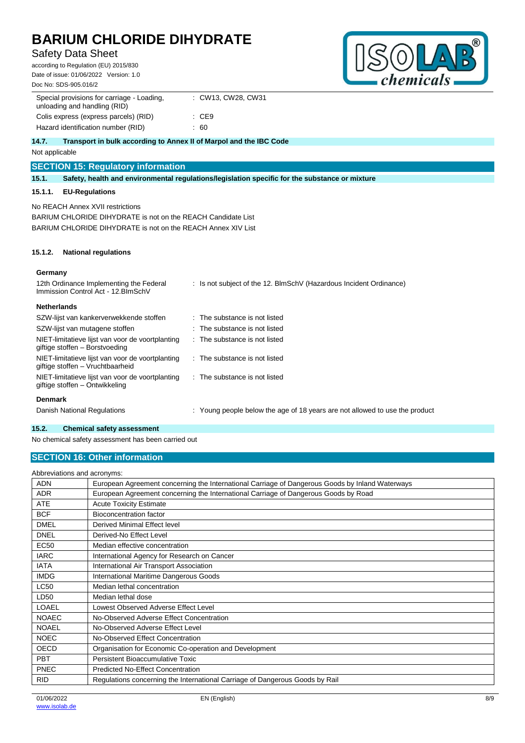| | |
|---|---|
| Special provisions for carriage - Loading, unloading and handling (RID) | : CW13, CW28, CW31 |
| Colis express (express parcels) (RID) | : CE9 |
| Hazard identification number (RID) | : 60 |

### 14.7. Transport in bulk according to Annex II of Marpol and the IBC Code

Not applicable

## SECTION 15: Regulatory information

### 15.1. Safety, health and environmental regulations/legislation specific for the substance or mixture

#### 15.1.1. EU-Regulations

No REACH Annex XVII restrictions

BARIUM CHLORIDE DIHYDRATE is not on the REACH Candidate List

BARIUM CHLORIDE DIHYDRATE is not on the REACH Annex XIV List

#### 15.1.2. National regulations

**Germany**

| | |
|---|---|
| 12th Ordinance Implementing the Federal Immission Control Act - 12.BImSchV | : Is not subject of the 12. BlmSchV (Hazardous Incident Ordinance) |

**Netherlands**

| | |
|---|---|
| SZW-lijst van kankerverwekkende stoffen | : The substance is not listed |
| SZW-lijst van mutagene stoffen | : The substance is not listed |
| NIET-limitatieve lijst van voor de voortplanting giftige stoffen – Borstvoeding | : The substance is not listed |
| NIET-limitatieve lijst van voor de voortplanting giftige stoffen – Vruchtbaarheid | : The substance is not listed |
| NIET-limitatieve lijst van voor de voortplanting giftige stoffen – Ontwikkeling | : The substance is not listed |

**Denmark**

| | |
|---|---|
| Danish National Regulations | : Young people below the age of 18 years are not allowed to use the product |

### 15.2. Chemical safety assessment

No chemical safety assessment has been carried out

## SECTION 16: Other information

Abbreviations and acronyms:

| | |
|---|---|
| ADN | European Agreement concerning the International Carriage of Dangerous Goods by Inland Waterways |
| ADR | European Agreement concerning the International Carriage of Dangerous Goods by Road |
| ATE | Acute Toxicity Estimate |
| BCF | Bioconcentration factor |
| DMEL | Derived Minimal Effect level |
| DNEL | Derived-No Effect Level |
| EC50 | Median effective concentration |
| IARC | International Agency for Research on Cancer |
| IATA | International Air Transport Association |
| IMDG | International Maritime Dangerous Goods |
| LC50 | Median lethal concentration |
| LD50 | Median lethal dose |
| LOAEL | Lowest Observed Adverse Effect Level |
| NOAEC | No-Observed Adverse Effect Concentration |
| NOAEL | No-Observed Adverse Effect Level |
| NOEC | No-Observed Effect Concentration |
| OECD | Organisation for Economic Co-operation and Development |
| PBT | Persistent Bioaccumulative Toxic |
| PNEC | Predicted No-Effect Concentration |
| RID | Regulations concerning the International Carriage of Dangerous Goods by Rail |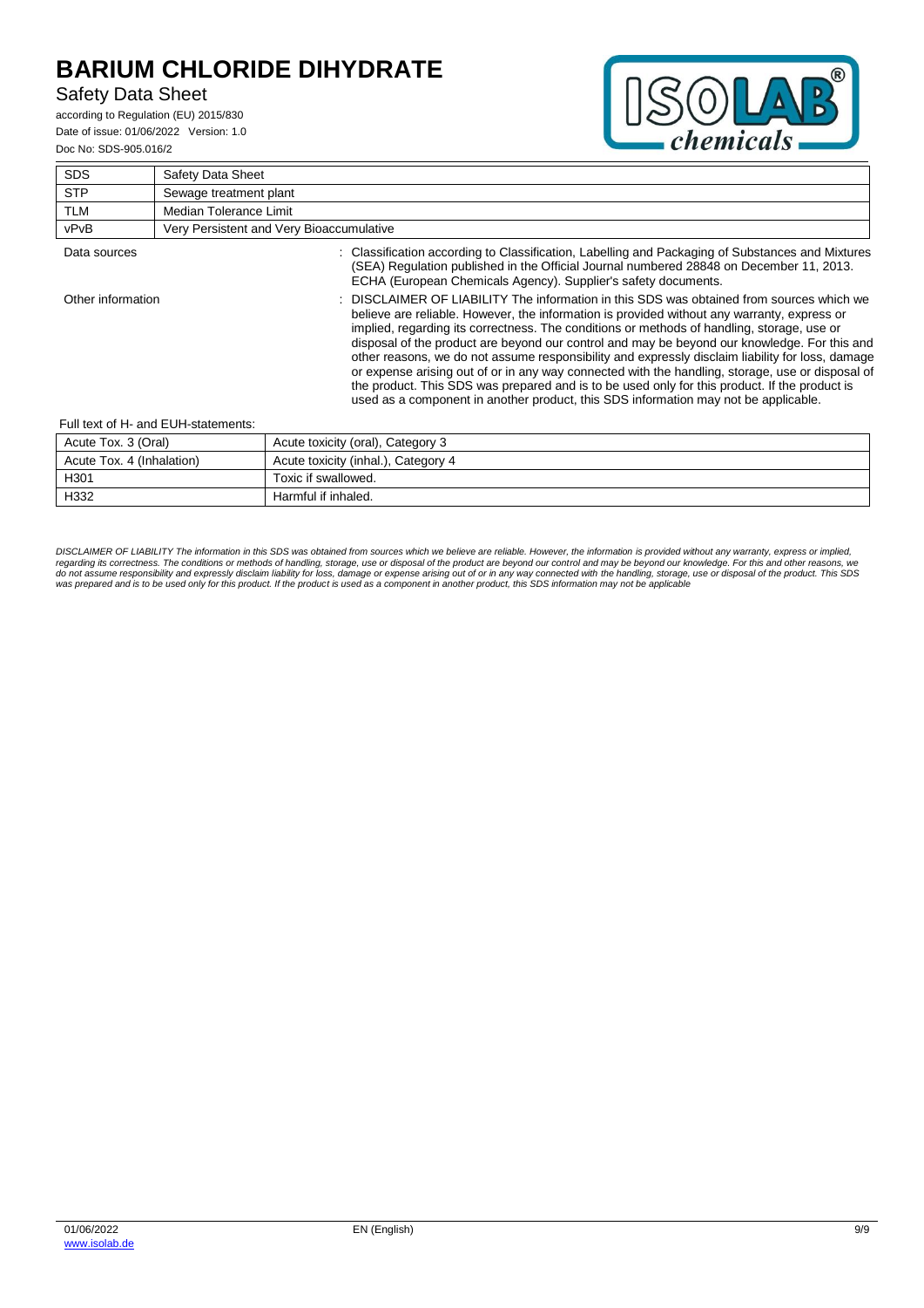| | |
|---|---|
| SDS | Safety Data Sheet |
| STP | Sewage treatment plant |
| TLM | Median Tolerance Limit |
| vPvB | Very Persistent and Very Bioaccumulative |

Data sources : Classification according to Classification, Labelling and Packaging of Substances and Mixtures (SEA) Regulation published in the Official Journal numbered 28848 on December 11, 2013. ECHA (European Chemicals Agency). Supplier's safety documents.

Other information : DISCLAIMER OF LIABILITY The information in this SDS was obtained from sources which we believe are reliable. However, the information is provided without any warranty, express or implied, regarding its correctness. The conditions or methods of handling, storage, use or disposal of the product are beyond our control and may be beyond our knowledge. For this and other reasons, we do not assume responsibility and expressly disclaim liability for loss, damage or expense arising out of or in any way connected with the handling, storage, use or disposal of the product. This SDS was prepared and is to be used only for this product. If the product is used as a component in another product, this SDS information may not be applicable.

Full text of H- and EUH-statements:

| | |
|---|---|
| Acute Tox. 3 (Oral) | Acute toxicity (oral), Category 3 |
| Acute Tox. 4 (Inhalation) | Acute toxicity (inhal.), Category 4 |
| H301 | Toxic if swallowed. |
| H332 | Harmful if inhaled. |

*DISCLAIMER OF LIABILITY The information in this SDS was obtained from sources which we believe are reliable. However, the information is provided without any warranty, express or implied, regarding its correctness. The conditions or methods of handling, storage, use or disposal of the product are beyond our control and may be beyond our knowledge. For this and other reasons, we do not assume responsibility and expressly disclaim liability for loss, damage or expense arising out of or in any way connected with the handling, storage, use or disposal of the product. This SDS was prepared and is to be used only for this product. If the product is used as a component in another product, this SDS information may not be applicable*